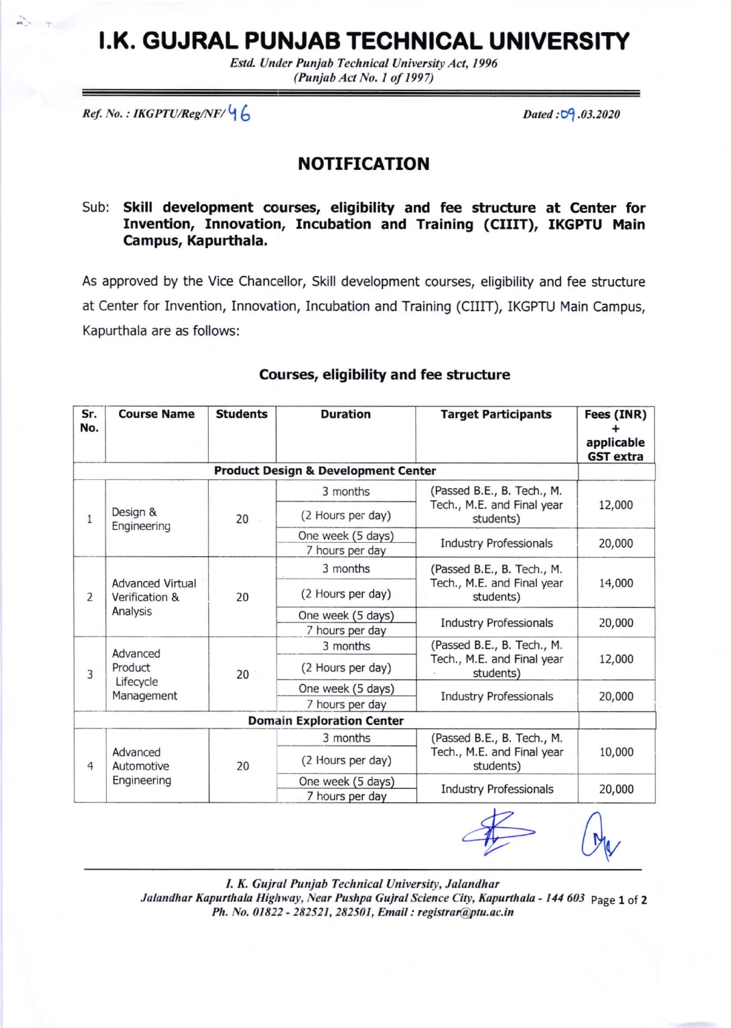# I.K. GUJRAL PUNJAB TECHNICAL UNIVERSITY

*Estd. Under Punjab Technical University Act, 1996*
*(Punjab Act No. 1 of 1997)*

*Ref. No. : IKGPTU/Reg/NF/* 46 | *Dated :* 09*.03.2020*

## NOTIFICATION

Sub: **Skill development courses, eligibility and fee structure at Center for Invention, Innovation, Incubation and Training (CIIIT), IKGPTU Main Campus, Kapurthala.**

As approved by the Vice Chancellor, Skill development courses, eligibility and fee structure at Center for Invention, Innovation, Incubation and Training (CIIIT), IKGPTU Main Campus, Kapurthala are as follows:

### Courses, eligibility and fee structure

| Sr. No. | Course Name | Students | Duration | Target Participants | Fees (INR) + applicable GST extra |
|---|---|---|---|---|---|
| **Product Design & Development Center** | | | | | |
| 1 | Design & Engineering | 20 | 3 months (2 Hours per day) | (Passed B.E., B. Tech., M. Tech., M.E. and Final year students) | 12,000 |
| | | | One week (5 days) 7 hours per day | Industry Professionals | 20,000 |
| 2 | Advanced Virtual Verification & Analysis | 20 | 3 months (2 Hours per day) | (Passed B.E., B. Tech., M. Tech., M.E. and Final year students) | 14,000 |
| | | | One week (5 days) 7 hours per day | Industry Professionals | 20,000 |
| 3 | Advanced Product Lifecycle Management | 20 | 3 months (2 Hours per day) | (Passed B.E., B. Tech., M. Tech., M.E. and Final year students) | 12,000 |
| | | | One week (5 days) 7 hours per day | Industry Professionals | 20,000 |
| **Domain Exploration Center** | | | | | |
| 4 | Advanced Automotive Engineering | 20 | 3 months (2 Hours per day) | (Passed B.E., B. Tech., M. Tech., M.E. and Final year students) | 10,000 |
| | | | One week (5 days) 7 hours per day | Industry Professionals | 20,000 |

*I. K. Gujral Punjab Technical University, Jalandhar*
*Jalandhar Kapurthala Highway, Near Pushpa Gujral Science City, Kapurthala - 144 603*
*Ph. No. 01822 - 282521, 282501, Email : registrar@ptu.ac.in*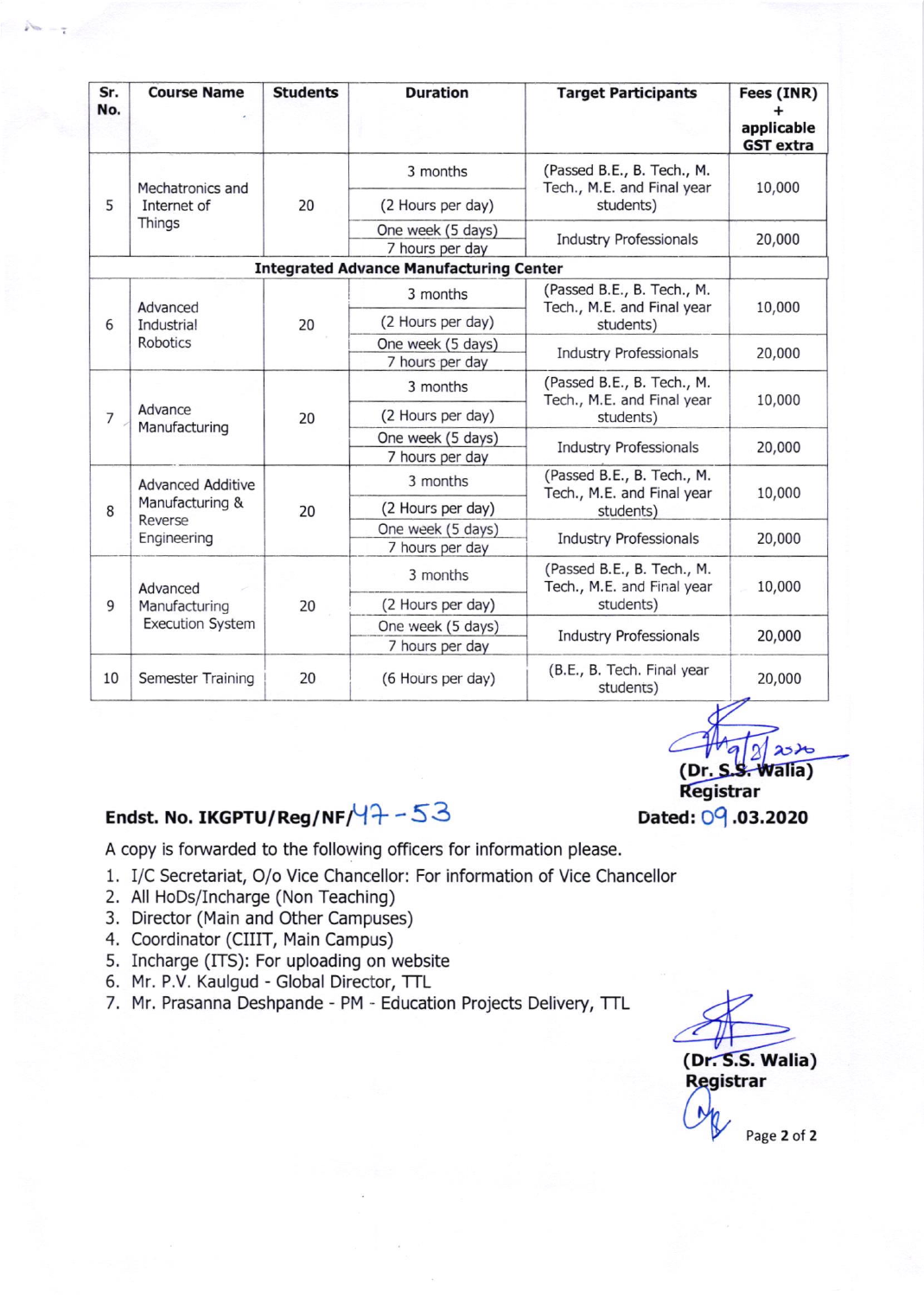| Sr. No. | Course Name | Students | Duration | Target Participants | Fees (INR) + applicable GST extra |
|---|---|---|---|---|---|
| 5 | Mechatronics and Internet of Things | 20 | 3 months (2 Hours per day) | (Passed B.E., B. Tech., M. Tech., M.E. and Final year students) | 10,000 |
| | | | One week (5 days) 7 hours per day | Industry Professionals | 20,000 |
| **Integrated Advance Manufacturing Center** | | | | | |
| 6 | Advanced Industrial Robotics | 20 | 3 months (2 Hours per day) | (Passed B.E., B. Tech., M. Tech., M.E. and Final year students) | 10,000 |
| | | | One week (5 days) 7 hours per day | Industry Professionals | 20,000 |
| 7 | Advance Manufacturing | 20 | 3 months (2 Hours per day) | (Passed B.E., B. Tech., M. Tech., M.E. and Final year students) | 10,000 |
| | | | One week (5 days) 7 hours per day | Industry Professionals | 20,000 |
| 8 | Advanced Additive Manufacturing & Reverse Engineering | 20 | 3 months (2 Hours per day) | (Passed B.E., B. Tech., M. Tech., M.E. and Final year students) | 10,000 |
| | | | One week (5 days) 7 hours per day | Industry Professionals | 20,000 |
| 9 | Advanced Manufacturing Execution System | 20 | 3 months (2 Hours per day) | (Passed B.E., B. Tech., M. Tech., M.E. and Final year students) | 10,000 |
| | | | One week (5 days) 7 hours per day | Industry Professionals | 20,000 |
| 10 | Semester Training | 20 | (6 Hours per day) | (B.E., B. Tech. Final year students) | 20,000 |

9/3/2020

**(Dr. S.S. Walia)**
**Registrar**

**Endst. No. IKGPTU/Reg/NF/47-53** **Dated: 09.03.2020**

A copy is forwarded to the following officers for information please.

1. I/C Secretariat, O/o Vice Chancellor: For information of Vice Chancellor
2. All HoDs/Incharge (Non Teaching)
3. Director (Main and Other Campuses)
4. Coordinator (CIIIT, Main Campus)
5. Incharge (ITS): For uploading on website
6. Mr. P.V. Kaulgud - Global Director, TTL
7. Mr. Prasanna Deshpande - PM - Education Projects Delivery, TTL

**(Dr. S.S. Walia)**
**Registrar**